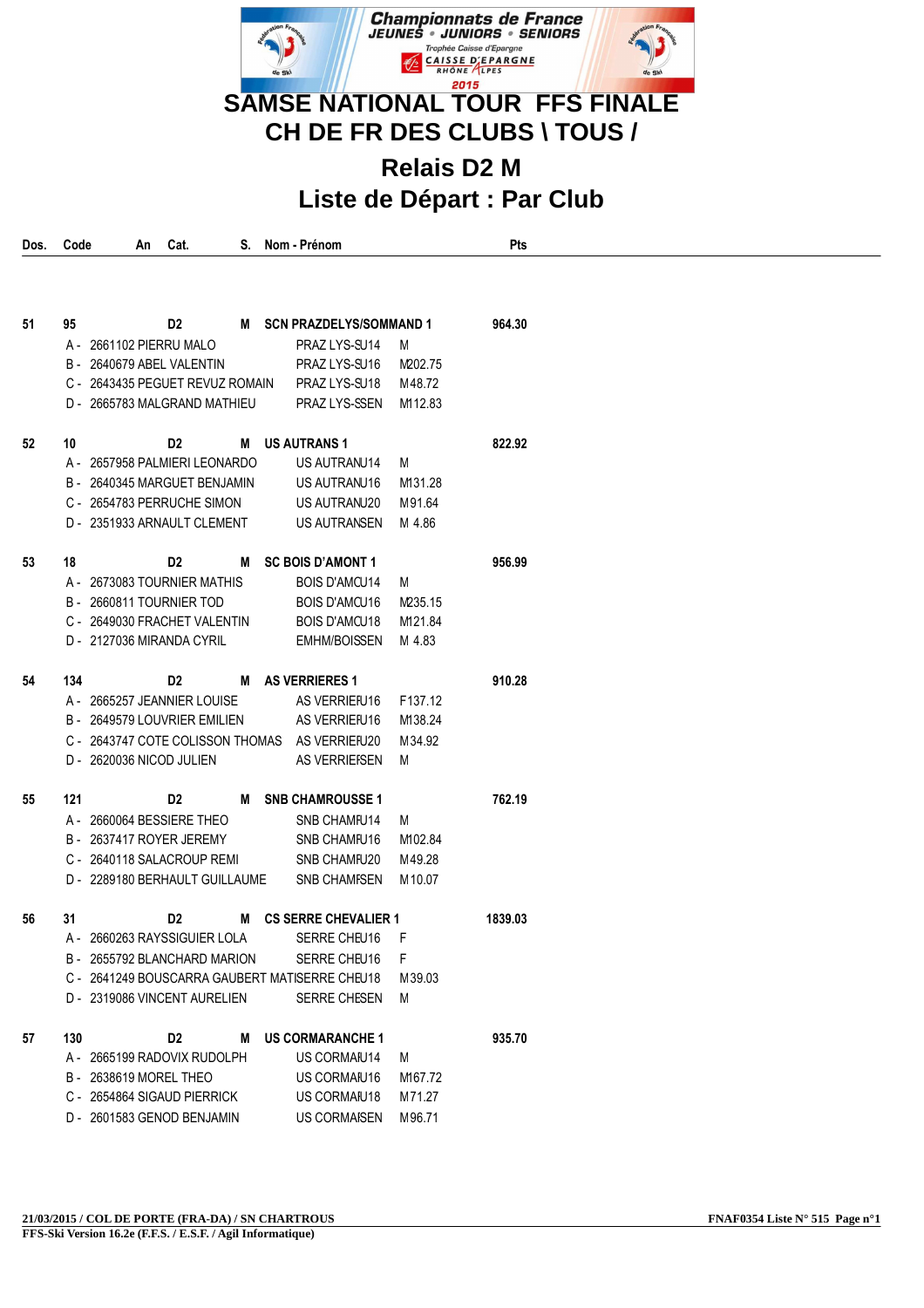Championnats de France
JEUNES • JUNIORS • SENIORS
Trophée Caisse d'Epargne
CAISSE D'EPARGNE RHÔNE ALPES
2015

# SAMSE NATIONAL TOUR FFS FINALE
# CH DE FR DES CLUBS \ TOUS /
## Relais D2 M
## Liste de Départ : Par Club

| Dos. | Code | An | Cat. | S. | Nom - Prénom | | | Pts |
|---|---|---|---|---|---|---|---|---|
| 51 | 95 | | D2 | M | SCN PRAZDELYS/SOMMAND 1 | | | 964.30 |
| | A - 2661102 PIERRU MALO | | | | PRAZ LYS-SU14 | M | | |
| | B - 2640679 ABEL VALENTIN | | | | PRAZ LYS-SU16 | M | 202.75 | |
| | C - 2643435 PEGUET REVUZ ROMAIN | | | | PRAZ LYS-SU18 | M | 48.72 | |
| | D - 2665783 MALGRAND MATHIEU | | | | PRAZ LYS-SSEN | M | 112.83 | |
| 52 | 10 | | D2 | M | US AUTRANS 1 | | | 822.92 |
| | A - 2657958 PALMIERI LEONARDO | | | | US AUTRANU14 | M | | |
| | B - 2640345 MARGUET BENJAMIN | | | | US AUTRANU16 | M | 131.28 | |
| | C - 2654783 PERRUCHE SIMON | | | | US AUTRANU20 | M | 91.64 | |
| | D - 2351933 ARNAULT CLEMENT | | | | US AUTRANSEN | M | 4.86 | |
| 53 | 18 | | D2 | M | SC BOIS D'AMONT 1 | | | 956.99 |
| | A - 2673083 TOURNIER MATHIS | | | | BOIS D'AMCU14 | M | | |
| | B - 2660811 TOURNIER TOD | | | | BOIS D'AMCU16 | M | 235.15 | |
| | C - 2649030 FRACHET VALENTIN | | | | BOIS D'AMCU18 | M | 121.84 | |
| | D - 2127036 MIRANDA CYRIL | | | | EMHM/BOISSEN | M | 4.83 | |
| 54 | 134 | | D2 | M | AS VERRIERES 1 | | | 910.28 |
| | A - 2665257 JEANNIER LOUISE | | | | AS VERRIEFU16 | F | 137.12 | |
| | B - 2649579 LOUVRIER EMILIEN | | | | AS VERRIEFU16 | M | 138.24 | |
| | C - 2643747 COTE COLISSON THOMAS | | | | AS VERRIEFU20 | M | 34.92 | |
| | D - 2620036 NICOD JULIEN | | | | AS VERRIEFSEN | M | | |
| 55 | 121 | | D2 | M | SNB CHAMROUSSE 1 | | | 762.19 |
| | A - 2660064 BESSIERE THEO | | | | SNB CHAMFU14 | M | | |
| | B - 2637417 ROYER JEREMY | | | | SNB CHAMFU16 | M | 102.84 | |
| | C - 2640118 SALACROUP REMI | | | | SNB CHAMFU20 | M | 49.28 | |
| | D - 2289180 BERHAULT GUILLAUME | | | | SNB CHAMFSEN | M | 10.07 | |
| 56 | 31 | | D2 | M | CS SERRE CHEVALIER 1 | | | 1839.03 |
| | A - 2660263 RAYSSIGUIER LOLA | | | | SERRE CHEU16 | F | | |
| | B - 2655792 BLANCHARD MARION | | | | SERRE CHEU16 | F | | |
| | C - 2641249 BOUSCARRA GAUBERT MATI | | | | SERRE CHEU18 | M | 39.03 | |
| | D - 2319086 VINCENT AURELIEN | | | | SERRE CHESEN | M | | |
| 57 | 130 | | D2 | M | US CORMARANCHE 1 | | | 935.70 |
| | A - 2665199 RADOVIX RUDOLPH | | | | US CORMAFU14 | M | | |
| | B - 2638619 MOREL THEO | | | | US CORMAFU16 | M | 167.72 | |
| | C - 2654864 SIGAUD PIERRICK | | | | US CORMAFU18 | M | 71.27 | |
| | D - 2601583 GENOD BENJAMIN | | | | US CORMAISEN | M | 96.71 | |

21/03/2015 / COL DE PORTE (FRA-DA) / SN CHARTROUS
FFS-Ski Version 16.2e (F.F.S. / E.S.F. / Agil Informatique)

FNAF0354 Liste N° 515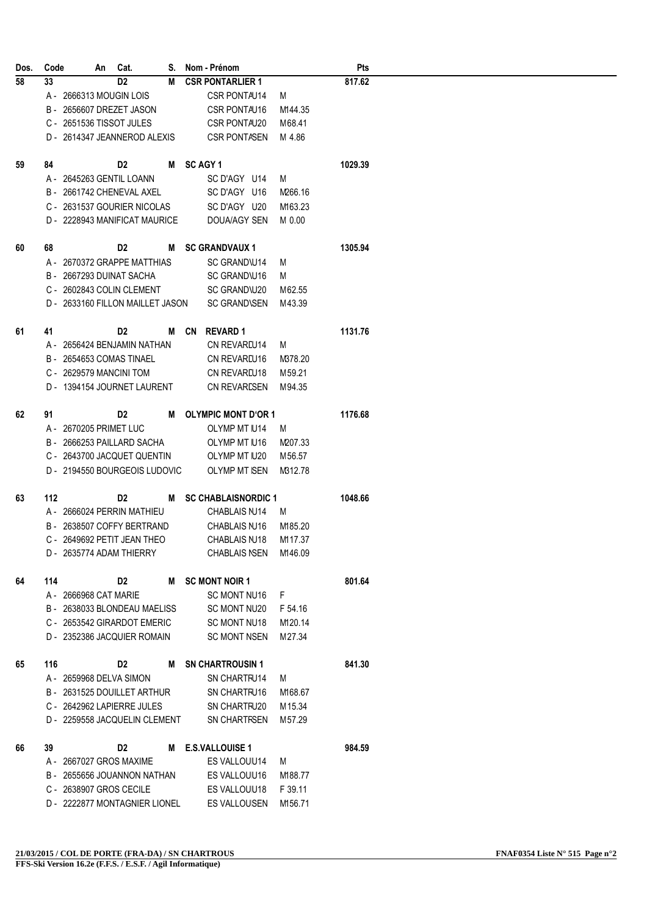| Dos. | Code | An | Cat. | S. | Nom - Prénom | | | Pts |
|---|---|---|---|---|---|---|---|---|
| 58 | 33 | | D2 | M | CSR PONTARLIER 1 | | | 817.62 |
| | A - 2666313 MOUGIN LOIS | | | | CSR PONTAU14 | M | | |
| | B - 2656607 DREZET JASON | | | | CSR PONTAU16 | M144.35 | | |
| | C - 2651536 TISSOT JULES | | | | CSR PONTAU20 | M68.41 | | |
| | D - 2614347 JEANNEROD ALEXIS | | | | CSR PONTASEN | M 4.86 | | |
| 59 | 84 | | D2 | M | SC AGY 1 | | | 1029.39 |
| | A - 2645263 GENTIL LOANN | | | | SC D'AGY U14 | M | | |
| | B - 2661742 CHENEVAL AXEL | | | | SC D'AGY U16 | M266.16 | | |
| | C - 2631537 GOURIER NICOLAS | | | | SC D'AGY U20 | M163.23 | | |
| | D - 2228943 MANIFICAT MAURICE | | | | DOUA/AGY SEN | M 0.00 | | |
| 60 | 68 | | D2 | M | SC GRANDVAUX 1 | | | 1305.94 |
| | A - 2670372 GRAPPE MATTHIAS | | | | SC GRAND\U14 | M | | |
| | B - 2667293 DUINAT SACHA | | | | SC GRAND\U16 | M | | |
| | C - 2602843 COLIN CLEMENT | | | | SC GRAND\U20 | M62.55 | | |
| | D - 2633160 FILLON MAILLET JASON | | | | SC GRAND\SEN | M43.39 | | |
| 61 | 41 | | D2 | M | CN REVARD 1 | | | 1131.76 |
| | A - 2656424 BENJAMIN NATHAN | | | | CN REVARDU14 | M | | |
| | B - 2654653 COMAS TINAEL | | | | CN REVARDU16 | M378.20 | | |
| | C - 2629579 MANCINI TOM | | | | CN REVARDU18 | M59.21 | | |
| | D - 1394154 JOURNET LAURENT | | | | CN REVARDSEN | M94.35 | | |
| 62 | 91 | | D2 | M | OLYMPIC MONT D'OR 1 | | | 1176.68 |
| | A - 2670205 PRIMET LUC | | | | OLYMP MT IU14 | M | | |
| | B - 2666253 PAILLARD SACHA | | | | OLYMP MT IU16 | M207.33 | | |
| | C - 2643700 JACQUET QUENTIN | | | | OLYMP MT IU20 | M56.57 | | |
| | D - 2194550 BOURGEOIS LUDOVIC | | | | OLYMP MT ISEN | M312.78 | | |
| 63 | 112 | | D2 | M | SC CHABLAISNORDIC 1 | | | 1048.66 |
| | A - 2666024 PERRIN MATHIEU | | | | CHABLAIS NU14 | M | | |
| | B - 2638507 COFFY BERTRAND | | | | CHABLAIS NU16 | M185.20 | | |
| | C - 2649692 PETIT JEAN THEO | | | | CHABLAIS NU18 | M117.37 | | |
| | D - 2635774 ADAM THIERRY | | | | CHABLAIS NSEN | M146.09 | | |
| 64 | 114 | | D2 | M | SC MONT NOIR 1 | | | 801.64 |
| | A - 2666968 CAT MARIE | | | | SC MONT NU16 | F | | |
| | B - 2638033 BLONDEAU MAELISS | | | | SC MONT NU20 | F 54.16 | | |
| | C - 2653542 GIRARDOT EMERIC | | | | SC MONT NU18 | M120.14 | | |
| | D - 2352386 JACQUIER ROMAIN | | | | SC MONT NSEN | M27.34 | | |
| 65 | 116 | | D2 | M | SN CHARTROUSIN 1 | | | 841.30 |
| | A - 2659968 DELVA SIMON | | | | SN CHARTRU14 | M | | |
| | B - 2631525 DOUILLET ARTHUR | | | | SN CHARTRU16 | M168.67 | | |
| | C - 2642962 LAPIERRE JULES | | | | SN CHARTRU20 | M15.34 | | |
| | D - 2259558 JACQUELIN CLEMENT | | | | SN CHARTRSEN | M57.29 | | |
| 66 | 39 | | D2 | M | E.S.VALLOUISE 1 | | | 984.59 |
| | A - 2667027 GROS MAXIME | | | | ES VALLOUU14 | M | | |
| | B - 2655656 JOUANNON NATHAN | | | | ES VALLOUU16 | M188.77 | | |
| | C - 2638907 GROS CECILE | | | | ES VALLOUU18 | F 39.11 | | |
| | D - 2222877 MONTAGNIER LIONEL | | | | ES VALLOUSEN | M156.71 | | |

**21/03/2015 / COL DE PORTE (FRA-DA) / SN CHARTROUS** — **FNAF0354 Liste N° 515**

**FFS-Ski Version 16.2e (F.F.S. / E.S.F. / Agil Informatique)**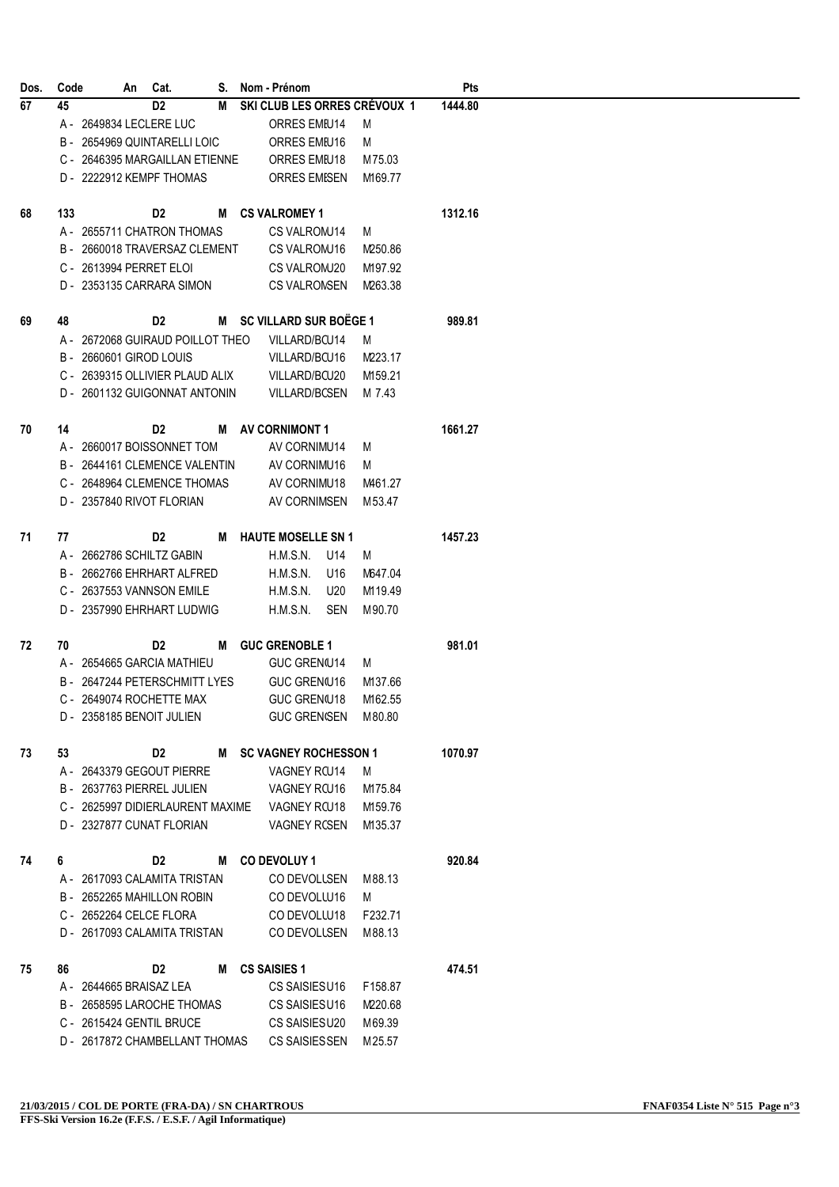| Dos. | Code | An | Cat. | S. | Nom - Prénom | | | Pts |
|---|---|---|---|---|---|---|---|---|
| 67 | 45 | | D2 | M | SKI CLUB LES ORRES CRÉVOUX 1 | | | 1444.80 |
| | A - 2649834 LECLERE LUC | | | | ORRES EMI | U14 | M | |
| | B - 2654969 QUINTARELLI LOIC | | | | ORRES EMI | U16 | M | |
| | C - 2646395 MARGAILLAN ETIENNE | | | | ORRES EMI | U18 | M75.03 | |
| | D - 2222912 KEMPF THOMAS | | | | ORRES EMI | SEN | M169.77 | |
| 68 | 133 | | D2 | M | CS VALROMEY 1 | | | 1312.16 |
| | A - 2655711 CHATRON THOMAS | | | | CS VALROM | U14 | M | |
| | B - 2660018 TRAVERSAZ CLEMENT | | | | CS VALROM | U16 | M250.86 | |
| | C - 2613994 PERRET ELOI | | | | CS VALROM | U20 | M197.92 | |
| | D - 2353135 CARRARA SIMON | | | | CS VALROM | SEN | M263.38 | |
| 69 | 48 | | D2 | M | SC VILLARD SUR BOËGE 1 | | | 989.81 |
| | A - 2672068 GUIRAUD POILLOT THEO | | | | VILLARD/BC | U14 | M | |
| | B - 2660601 GIROD LOUIS | | | | VILLARD/BC | U16 | M223.17 | |
| | C - 2639315 OLLIVIER PLAUD ALIX | | | | VILLARD/BC | U20 | M159.21 | |
| | D - 2601132 GUIGONNAT ANTONIN | | | | VILLARD/BC | SEN | M 7.43 | |
| 70 | 14 | | D2 | M | AV CORNIMONT 1 | | | 1661.27 |
| | A - 2660017 BOISSONNET TOM | | | | AV CORNIM | U14 | M | |
| | B - 2644161 CLEMENCE VALENTIN | | | | AV CORNIM | U16 | M | |
| | C - 2648964 CLEMENCE THOMAS | | | | AV CORNIM | U18 | M461.27 | |
| | D - 2357840 RIVOT FLORIAN | | | | AV CORNIM | SEN | M53.47 | |
| 71 | 77 | | D2 | M | HAUTE MOSELLE SN 1 | | | 1457.23 |
| | A - 2662786 SCHILTZ GABIN | | | | H.M.S.N. | U14 | M | |
| | B - 2662766 EHRHART ALFRED | | | | H.M.S.N. | U16 | M647.04 | |
| | C - 2637553 VANNSON EMILE | | | | H.M.S.N. | U20 | M119.49 | |
| | D - 2357990 EHRHART LUDWIG | | | | H.M.S.N. | SEN | M90.70 | |
| 72 | 70 | | D2 | M | GUC GRENOBLE 1 | | | 981.01 |
| | A - 2654665 GARCIA MATHIEU | | | | GUC GREN | U14 | M | |
| | B - 2647244 PETERSCHMITT LYES | | | | GUC GREN | U16 | M137.66 | |
| | C - 2649074 ROCHETTE MAX | | | | GUC GREN | U18 | M162.55 | |
| | D - 2358185 BENOIT JULIEN | | | | GUC GREN | SEN | M80.80 | |
| 73 | 53 | | D2 | M | SC VAGNEY ROCHESSON 1 | | | 1070.97 |
| | A - 2643379 GEGOUT PIERRE | | | | VAGNEY RC | U14 | M | |
| | B - 2637763 PIERREL JULIEN | | | | VAGNEY RC | U16 | M175.84 | |
| | C - 2625997 DIDIERLAURENT MAXIME | | | | VAGNEY RC | U18 | M159.76 | |
| | D - 2327877 CUNAT FLORIAN | | | | VAGNEY RC | SEN | M135.37 | |
| 74 | 6 | | D2 | M | CO DEVOLUY 1 | | | 920.84 |
| | A - 2617093 CALAMITA TRISTAN | | | | CO DEVOLU | SEN | M88.13 | |
| | B - 2652265 MAHILLON ROBIN | | | | CO DEVOLU | U16 | M | |
| | C - 2652264 CELCE FLORA | | | | CO DEVOLU | U18 | F232.71 | |
| | D - 2617093 CALAMITA TRISTAN | | | | CO DEVOLU | SEN | M88.13 | |
| 75 | 86 | | D2 | M | CS SAISIES 1 | | | 474.51 |
| | A - 2644665 BRAISAZ LEA | | | | CS SAISIES | U16 | F158.87 | |
| | B - 2658595 LAROCHE THOMAS | | | | CS SAISIES | U16 | M220.68 | |
| | C - 2615424 GENTIL BRUCE | | | | CS SAISIES | U20 | M69.39 | |
| | D - 2617872 CHAMBELLANT THOMAS | | | | CS SAISIES | SEN | M25.57 | |

**21/03/2015 / COL DE PORTE (FRA-DA) / SN CHARTROUS** FNAF0354 Liste N° 515

**FFS-Ski Version 16.2e (F.F.S. / E.S.F. / Agil Informatique)**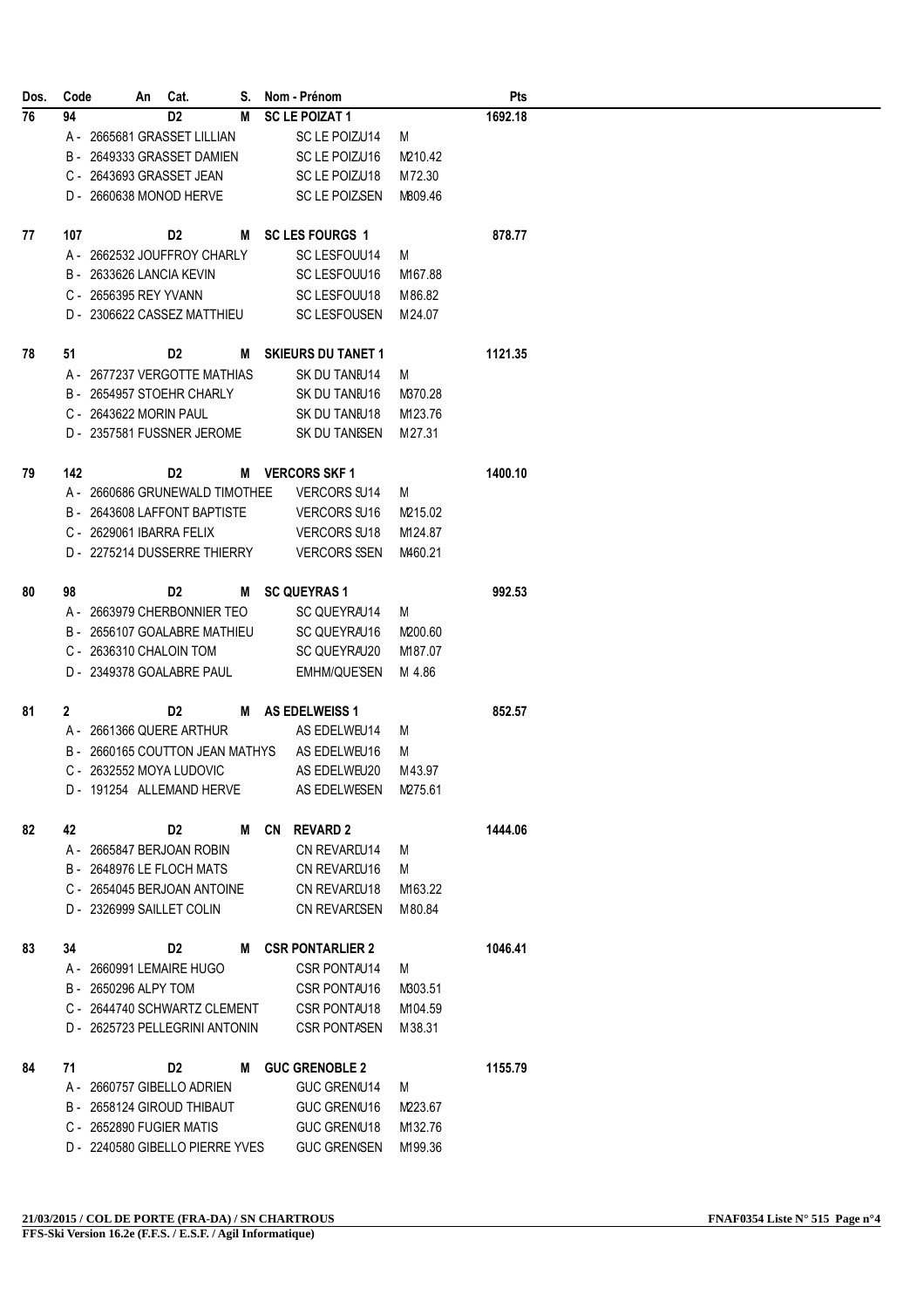| Dos. | Code | An | Cat. | S. | Nom - Prénom | | | Pts |
|---|---|---|---|---|---|---|---|---|
| 76 | 94 | | D2 | M | SC LE POIZAT 1 | | | 1692.18 |
| | A - 2665681 GRASSET LILLIAN | | | | SC LE POIZ | U14 | M | |
| | B - 2649333 GRASSET DAMIEN | | | | SC LE POIZ | U16 | M210.42 | |
| | C - 2643693 GRASSET JEAN | | | | SC LE POIZ | U18 | M72.30 | |
| | D - 2660638 MONOD HERVE | | | | SC LE POIZ | SEN | M809.46 | |
| 77 | 107 | | D2 | M | SC LES FOURGS 1 | | | 878.77 |
| | A - 2662532 JOUFFROY CHARLY | | | | SC LESFOU | U14 | M | |
| | B - 2633626 LANCIA KEVIN | | | | SC LESFOU | U16 | M167.88 | |
| | C - 2656395 REY YVANN | | | | SC LESFOU | U18 | M86.82 | |
| | D - 2306622 CASSEZ MATTHIEU | | | | SC LESFOU | SEN | M24.07 | |
| 78 | 51 | | D2 | M | SKIEURS DU TANET 1 | | | 1121.35 |
| | A - 2677237 VERGOTTE MATHIAS | | | | SK DU TANE | U14 | M | |
| | B - 2654957 STOEHR CHARLY | | | | SK DU TANE | U16 | M370.28 | |
| | C - 2643622 MORIN PAUL | | | | SK DU TANE | U18 | M123.76 | |
| | D - 2357581 FUSSNER JEROME | | | | SK DU TANE | SEN | M27.31 | |
| 79 | 142 | | D2 | M | VERCORS SKF 1 | | | 1400.10 |
| | A - 2660686 GRUNEWALD TIMOTHEE | | | | VERCORS S | U14 | M | |
| | B - 2643608 LAFFONT BAPTISTE | | | | VERCORS S | U16 | M215.02 | |
| | C - 2629061 IBARRA FELIX | | | | VERCORS S | U18 | M124.87 | |
| | D - 2275214 DUSSERRE THIERRY | | | | VERCORS S | SEN | M460.21 | |
| 80 | 98 | | D2 | M | SC QUEYRAS 1 | | | 992.53 |
| | A - 2663979 CHERBONNIER TEO | | | | SC QUEYRA | U14 | M | |
| | B - 2656107 GOALABRE MATHIEU | | | | SC QUEYRA | U16 | M200.60 | |
| | C - 2636310 CHALOIN TOM | | | | SC QUEYRA | U20 | M187.07 | |
| | D - 2349378 GOALABRE PAUL | | | | EMHM/QUE | SEN | M 4.86 | |
| 81 | 2 | | D2 | M | AS EDELWEISS 1 | | | 852.57 |
| | A - 2661366 QUERE ARTHUR | | | | AS EDELWE | U14 | M | |
| | B - 2660165 COUTTON JEAN MATHYS | | | | AS EDELWE | U16 | M | |
| | C - 2632552 MOYA LUDOVIC | | | | AS EDELWE | U20 | M43.97 | |
| | D - 191254 ALLEMAND HERVE | | | | AS EDELWE | SEN | M275.61 | |
| 82 | 42 | | D2 | M | CN REVARD 2 | | | 1444.06 |
| | A - 2665847 BERJOAN ROBIN | | | | CN REVARD | U14 | M | |
| | B - 2648976 LE FLOCH MATS | | | | CN REVARD | U16 | M | |
| | C - 2654045 BERJOAN ANTOINE | | | | CN REVARD | U18 | M163.22 | |
| | D - 2326999 SAILLET COLIN | | | | CN REVARD | SEN | M80.84 | |
| 83 | 34 | | D2 | M | CSR PONTARLIER 2 | | | 1046.41 |
| | A - 2660991 LEMAIRE HUGO | | | | CSR PONTA | U14 | M | |
| | B - 2650296 ALPY TOM | | | | CSR PONTA | U16 | M303.51 | |
| | C - 2644740 SCHWARTZ CLEMENT | | | | CSR PONTA | U18 | M104.59 | |
| | D - 2625723 PELLEGRINI ANTONIN | | | | CSR PONTA | SEN | M38.31 | |
| 84 | 71 | | D2 | M | GUC GRENOBLE 2 | | | 1155.79 |
| | A - 2660757 GIBELLO ADRIEN | | | | GUC GREN | U14 | M | |
| | B - 2658124 GIROUD THIBAUT | | | | GUC GREN | U16 | M223.67 | |
| | C - 2652890 FUGIER MATIS | | | | GUC GREN | U18 | M132.76 | |
| | D - 2240580 GIBELLO PIERRE YVES | | | | GUC GREN | SEN | M199.36 | |

**21/03/2015 / COL DE PORTE (FRA-DA) / SN CHARTROUS**
**FFS-Ski Version 16.2e (F.F.S. / E.S.F. / Agil Informatique)**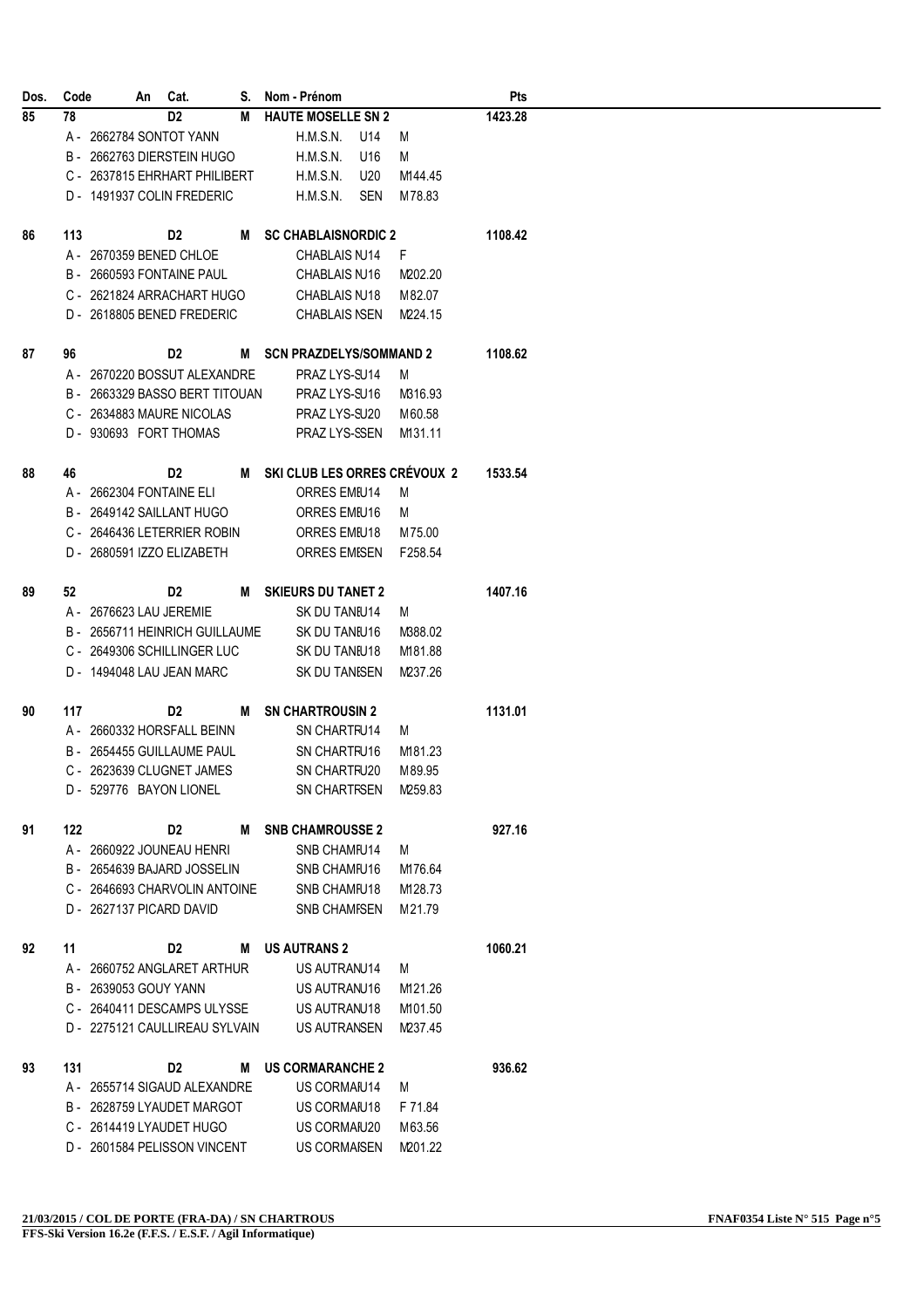| Dos. | Code | An | Cat. | S. | Nom - Prénom | | | | Pts |
|---|---|---|---|---|---|---|---|---|---|
| 85 | 78 | | D2 | M | HAUTE MOSELLE SN 2 | | | | 1423.28 |
| | A - 2662784 SONTOT YANN | | | | H.M.S.N. | U14 | M | | |
| | B - 2662763 DIERSTEIN HUGO | | | | H.M.S.N. | U16 | M | | |
| | C - 2637815 EHRHART PHILIBERT | | | | H.M.S.N. | U20 | M | 144.45 | |
| | D - 1491937 COLIN FREDERIC | | | | H.M.S.N. | SEN | M | 78.83 | |
| 86 | 113 | | D2 | M | SC CHABLAISNORDIC 2 | | | | 1108.42 |
| | A - 2670359 BENED CHLOE | | | | CHABLAIS N | U14 | F | | |
| | B - 2660593 FONTAINE PAUL | | | | CHABLAIS N | U16 | M | 202.20 | |
| | C - 2621824 ARRACHART HUGO | | | | CHABLAIS N | U18 | M | 82.07 | |
| | D - 2618805 BENED FREDERIC | | | | CHABLAIS N | SEN | M | 224.15 | |
| 87 | 96 | | D2 | M | SCN PRAZDELYS/SOMMAND 2 | | | | 1108.62 |
| | A - 2670220 BOSSUT ALEXANDRE | | | | PRAZ LYS-S | U14 | M | | |
| | B - 2663329 BASSO BERT TITOUAN | | | | PRAZ LYS-S | U16 | M | 316.93 | |
| | C - 2634883 MAURE NICOLAS | | | | PRAZ LYS-S | U20 | M | 60.58 | |
| | D - 930693 FORT THOMAS | | | | PRAZ LYS-S | SEN | M | 131.11 | |
| 88 | 46 | | D2 | M | SKI CLUB LES ORRES CRÉVOUX 2 | | | | 1533.54 |
| | A - 2662304 FONTAINE ELI | | | | ORRES EMB | U14 | M | | |
| | B - 2649142 SAILLANT HUGO | | | | ORRES EMB | U16 | M | | |
| | C - 2646436 LETERRIER ROBIN | | | | ORRES EMB | U18 | M | 75.00 | |
| | D - 2680591 IZZO ELIZABETH | | | | ORRES EMB | SEN | F | 258.54 | |
| 89 | 52 | | D2 | M | SKIEURS DU TANET 2 | | | | 1407.16 |
| | A - 2676623 LAU JEREMIE | | | | SK DU TANE | U14 | M | | |
| | B - 2656711 HEINRICH GUILLAUME | | | | SK DU TANE | U16 | M | 388.02 | |
| | C - 2649306 SCHILLINGER LUC | | | | SK DU TANE | U18 | M | 181.88 | |
| | D - 1494048 LAU JEAN MARC | | | | SK DU TANE | SEN | M | 237.26 | |
| 90 | 117 | | D2 | M | SN CHARTROUSIN 2 | | | | 1131.01 |
| | A - 2660332 HORSFALL BEINN | | | | SN CHARTR | U14 | M | | |
| | B - 2654455 GUILLAUME PAUL | | | | SN CHARTR | U16 | M | 181.23 | |
| | C - 2623639 CLUGNET JAMES | | | | SN CHARTR | U20 | M | 89.95 | |
| | D - 529776 BAYON LIONEL | | | | SN CHARTR | SEN | M | 259.83 | |
| 91 | 122 | | D2 | M | SNB CHAMROUSSE 2 | | | | 927.16 |
| | A - 2660922 JOUNEAU HENRI | | | | SNB CHAM | U14 | M | | |
| | B - 2654639 BAJARD JOSSELIN | | | | SNB CHAM | U16 | M | 176.64 | |
| | C - 2646693 CHARVOLIN ANTOINE | | | | SNB CHAM | U18 | M | 128.73 | |
| | D - 2627137 PICARD DAVID | | | | SNB CHAM | SEN | M | 21.79 | |
| 92 | 11 | | D2 | M | US AUTRANS 2 | | | | 1060.21 |
| | A - 2660752 ANGLARET ARTHUR | | | | US AUTRAN | U14 | M | | |
| | B - 2639053 GOUY YANN | | | | US AUTRAN | U16 | M | 121.26 | |
| | C - 2640411 DESCAMPS ULYSSE | | | | US AUTRAN | U18 | M | 101.50 | |
| | D - 2275121 CAULLIREAU SYLVAIN | | | | US AUTRAN | SEN | M | 237.45 | |
| 93 | 131 | | D2 | M | US CORMARANCHE 2 | | | | 936.62 |
| | A - 2655714 SIGAUD ALEXANDRE | | | | US CORMA | U14 | M | | |
| | B - 2628759 LYAUDET MARGOT | | | | US CORMA | U18 | F | 71.84 | |
| | C - 2614419 LYAUDET HUGO | | | | US CORMA | U20 | M | 63.56 | |
| | D - 2601584 PELISSON VINCENT | | | | US CORMA | SEN | M | 201.22 | |

**21/03/2015 / COL DE PORTE (FRA-DA) / SN CHARTROUS**

**FFS-Ski Version 16.2e (F.F.S. / E.S.F. / Agil Informatique)**

**FNAF0354 Liste N° 515**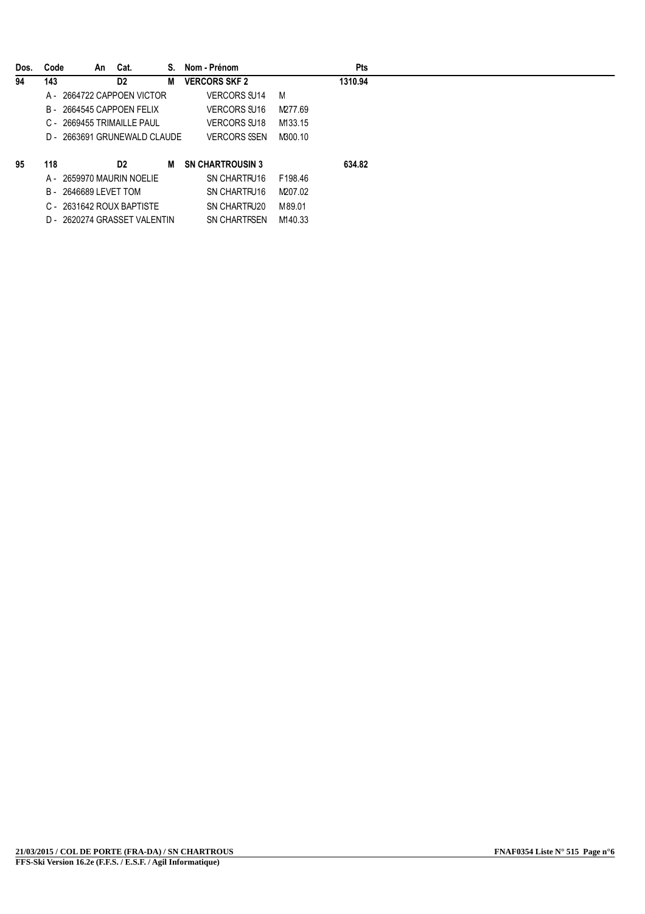| Dos. | Code | An | Cat. | S. | Nom - Prénom | | | Pts |
|---|---|---|---|---|---|---|---|---|
| 94 | 143 | | D2 | M | **VERCORS SKF 2** | | | **1310.94** |
| | A - 2664722 CAPPOEN VICTOR | | | | VERCORS SU14 | M | | |
| | B - 2664545 CAPPOEN FELIX | | | | VERCORS SU16 | M277.69 | | |
| | C - 2669455 TRIMAILLE PAUL | | | | VERCORS SU18 | M133.15 | | |
| | D - 2663691 GRUNEWALD CLAUDE | | | | VERCORS SSEN | M300.10 | | |
| 95 | 118 | | D2 | M | **SN CHARTROUSIN 3** | | | **634.82** |
| | A - 2659970 MAURIN NOELIE | | | | SN CHARTRU16 | F198.46 | | |
| | B - 2646689 LEVET TOM | | | | SN CHARTRU16 | M207.02 | | |
| | C - 2631642 ROUX BAPTISTE | | | | SN CHARTRU20 | M89.01 | | |
| | D - 2620274 GRASSET VALENTIN | | | | SN CHARTRSEN | M140.33 | | |